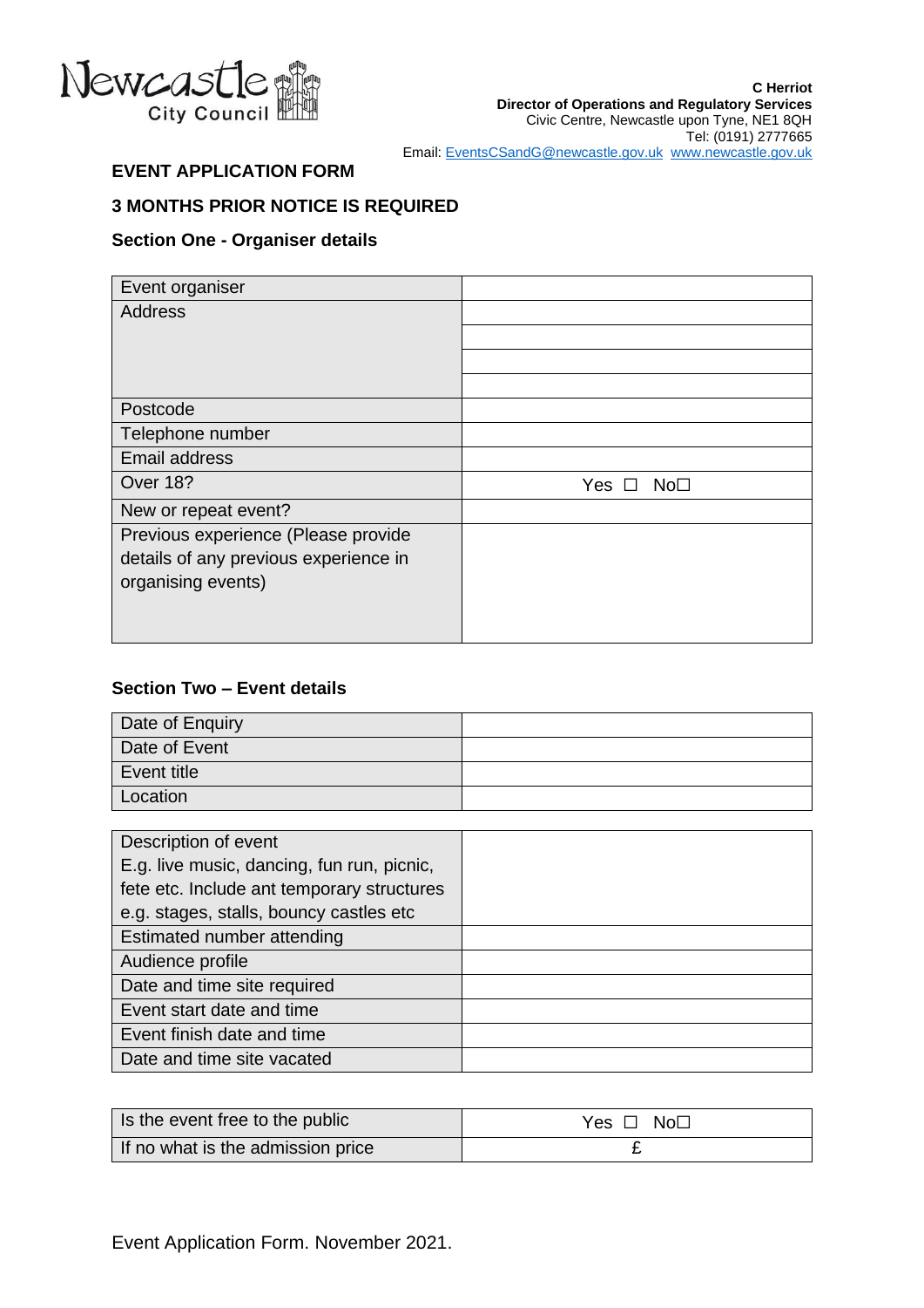Newcastle City Council

**C Herriot**
**Director of Operations and Regulatory Services**
Civic Centre, Newcastle upon Tyne, NE1 8QH
Tel: (0191) 2777665
Email: EventsCSandG@newcastle.gov.uk www.newcastle.gov.uk

## EVENT APPLICATION FORM

## 3 MONTHS PRIOR NOTICE IS REQUIRED

### Section One - Organiser details

| | |
|---|---|
| Event organiser | |
| Address | |
| | |
| | |
| | |
| Postcode | |
| Telephone number | |
| Email address | |
| Over 18? | Yes ☐ No☐ |
| New or repeat event? | |
| Previous experience (Please provide details of any previous experience in organising events) | |

### Section Two – Event details

| | |
|---|---|
| Date of Enquiry | |
| Date of Event | |
| Event title | |
| Location | |

| | |
|---|---|
| Description of event E.g. live music, dancing, fun run, picnic, fete etc. Include ant temporary structures e.g. stages, stalls, bouncy castles etc | |
| Estimated number attending | |
| Audience profile | |
| Date and time site required | |
| Event start date and time | |
| Event finish date and time | |
| Date and time site vacated | |

| | |
|---|---|
| Is the event free to the public | Yes ☐ No☐ |
| If no what is the admission price | £ |

Event Application Form. November 2021.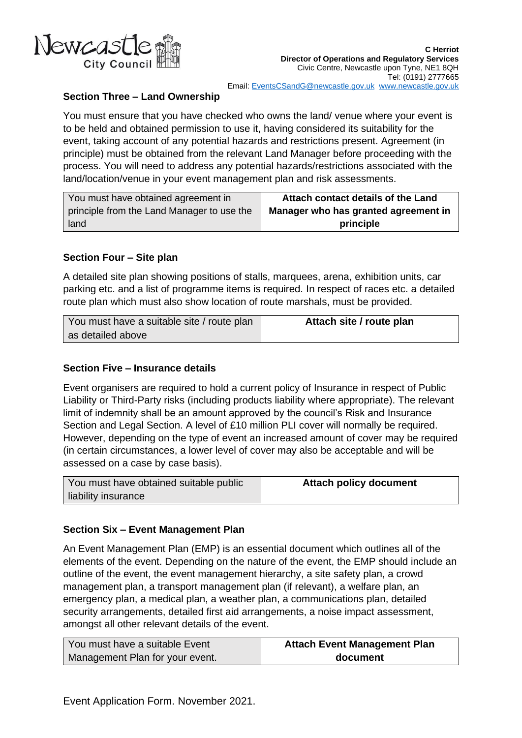## Section Three – Land Ownership

You must ensure that you have checked who owns the land/ venue where your event is to be held and obtained permission to use it, having considered its suitability for the event, taking account of any potential hazards and restrictions present. Agreement (in principle) must be obtained from the relevant Land Manager before proceeding with the process. You will need to address any potential hazards/restrictions associated with the land/location/venue in your event management plan and risk assessments.

| You must have obtained agreement in principle from the Land Manager to use the land | **Attach contact details of the Land Manager who has granted agreement in principle** |
|---|---|

## Section Four – Site plan

A detailed site plan showing positions of stalls, marquees, arena, exhibition units, car parking etc. and a list of programme items is required. In respect of races etc. a detailed route plan which must also show location of route marshals, must be provided.

| You must have a suitable site / route plan as detailed above | **Attach site / route plan** |
|---|---|

## Section Five – Insurance details

Event organisers are required to hold a current policy of Insurance in respect of Public Liability or Third-Party risks (including products liability where appropriate). The relevant limit of indemnity shall be an amount approved by the council's Risk and Insurance Section and Legal Section. A level of £10 million PLI cover will normally be required. However, depending on the type of event an increased amount of cover may be required (in certain circumstances, a lower level of cover may also be acceptable and will be assessed on a case by case basis).

| You must have obtained suitable public liability insurance | **Attach policy document** |
|---|---|

## Section Six – Event Management Plan

An Event Management Plan (EMP) is an essential document which outlines all of the elements of the event. Depending on the nature of the event, the EMP should include an outline of the event, the event management hierarchy, a site safety plan, a crowd management plan, a transport management plan (if relevant), a welfare plan, an emergency plan, a medical plan, a weather plan, a communications plan, detailed security arrangements, detailed first aid arrangements, a noise impact assessment, amongst all other relevant details of the event.

| You must have a suitable Event Management Plan for your event. | **Attach Event Management Plan document** |
|---|---|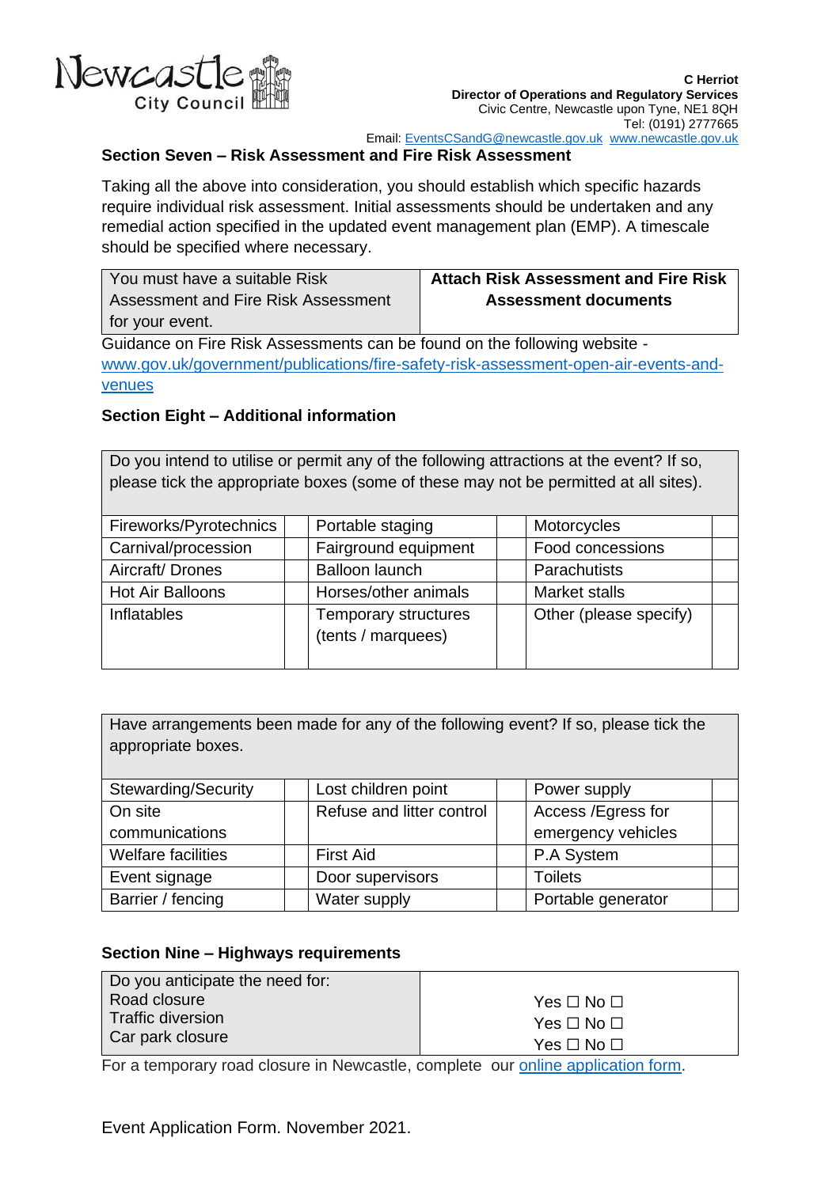Newcastle City Council

**C Herriot**
**Director of Operations and Regulatory Services**
Civic Centre, Newcastle upon Tyne, NE1 8QH
Tel: (0191) 2777665
Email: EventsCSandG@newcastle.gov.uk www.newcastle.gov.uk

## Section Seven – Risk Assessment and Fire Risk Assessment

Taking all the above into consideration, you should establish which specific hazards require individual risk assessment. Initial assessments should be undertaken and any remedial action specified in the updated event management plan (EMP). A timescale should be specified where necessary.

| You must have a suitable Risk Assessment and Fire Risk Assessment for your event. | **Attach Risk Assessment and Fire Risk Assessment documents** |
|---|---|

Guidance on Fire Risk Assessments can be found on the following website - www.gov.uk/government/publications/fire-safety-risk-assessment-open-air-events-and-venues

## Section Eight – Additional information

| Do you intend to utilise or permit any of the following attractions at the event? If so, please tick the appropriate boxes (some of these may not be permitted at all sites). | | | | | |
|---|---|---|---|---|---|
| Fireworks/Pyrotechnics | | Portable staging | | Motorcycles | |
| Carnival/procession | | Fairground equipment | | Food concessions | |
| Aircraft/ Drones | | Balloon launch | | Parachutists | |
| Hot Air Balloons | | Horses/other animals | | Market stalls | |
| Inflatables | | Temporary structures (tents / marquees) | | Other (please specify) | |

| Have arrangements been made for any of the following event? If so, please tick the appropriate boxes. | | | | | |
|---|---|---|---|---|---|
| Stewarding/Security | | Lost children point | | Power supply | |
| On site communications | | Refuse and litter control | | Access /Egress for emergency vehicles | |
| Welfare facilities | | First Aid | | P.A System | |
| Event signage | | Door supervisors | | Toilets | |
| Barrier / fencing | | Water supply | | Portable generator | |

## Section Nine – Highways requirements

| Do you anticipate the need for: | |
|---|---|
| Road closure | Yes ☐ No ☐ |
| Traffic diversion | Yes ☐ No ☐ |
| Car park closure | Yes ☐ No ☐ |

For a temporary road closure in Newcastle, complete our online application form.

Event Application Form. November 2021.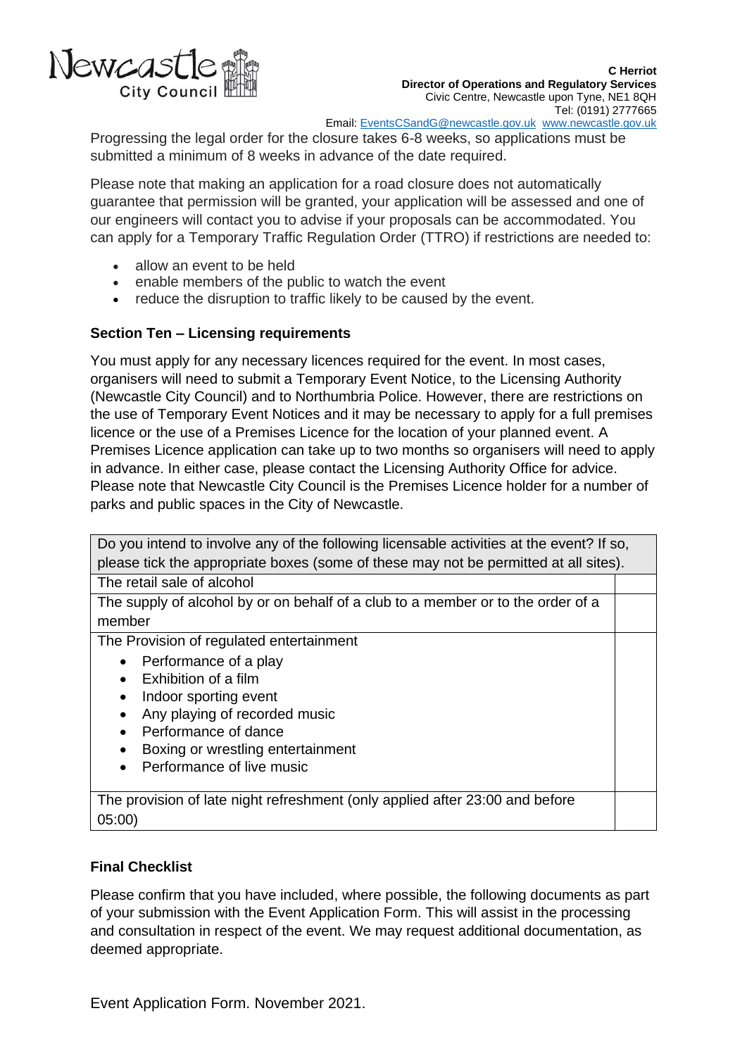Progressing the legal order for the closure takes 6-8 weeks, so applications must be submitted a minimum of 8 weeks in advance of the date required.

Please note that making an application for a road closure does not automatically guarantee that permission will be granted, your application will be assessed and one of our engineers will contact you to advise if your proposals can be accommodated. You can apply for a Temporary Traffic Regulation Order (TTRO) if restrictions are needed to:

- allow an event to be held
- enable members of the public to watch the event
- reduce the disruption to traffic likely to be caused by the event.

## Section Ten – Licensing requirements

You must apply for any necessary licences required for the event. In most cases, organisers will need to submit a Temporary Event Notice, to the Licensing Authority (Newcastle City Council) and to Northumbria Police. However, there are restrictions on the use of Temporary Event Notices and it may be necessary to apply for a full premises licence or the use of a Premises Licence for the location of your planned event. A Premises Licence application can take up to two months so organisers will need to apply in advance. In either case, please contact the Licensing Authority Office for advice. Please note that Newcastle City Council is the Premises Licence holder for a number of parks and public spaces in the City of Newcastle.

| Do you intend to involve any of the following licensable activities at the event? If so, please tick the appropriate boxes (some of these may not be permitted at all sites). | |
|---|---|
| The retail sale of alcohol | |
| The supply of alcohol by or on behalf of a club to a member or to the order of a member | |
| The Provision of regulated entertainment<br>• Performance of a play<br>• Exhibition of a film<br>• Indoor sporting event<br>• Any playing of recorded music<br>• Performance of dance<br>• Boxing or wrestling entertainment<br>• Performance of live music | |
| The provision of late night refreshment (only applied after 23:00 and before 05:00) | |

## Final Checklist

Please confirm that you have included, where possible, the following documents as part of your submission with the Event Application Form. This will assist in the processing and consultation in respect of the event. We may request additional documentation, as deemed appropriate.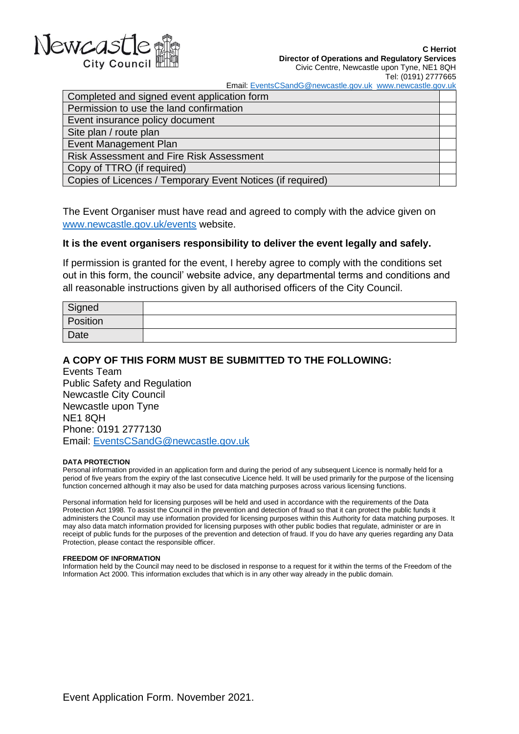Newcastle City Council

**C Herriot**
**Director of Operations and Regulatory Services**
Civic Centre, Newcastle upon Tyne, NE1 8QH
Tel: (0191) 2777665
Email: EventsCSandG@newcastle.gov.uk www.newcastle.gov.uk

| | |
|---|---|
| Completed and signed event application form | |
| Permission to use the land confirmation | |
| Event insurance policy document | |
| Site plan / route plan | |
| Event Management Plan | |
| Risk Assessment and Fire Risk Assessment | |
| Copy of TTRO (if required) | |
| Copies of Licences / Temporary Event Notices (if required) | |

The Event Organiser must have read and agreed to comply with the advice given on www.newcastle.gov.uk/events website.

**It is the event organisers responsibility to deliver the event legally and safely.**

If permission is granted for the event, I hereby agree to comply with the conditions set out in this form, the council' website advice, any departmental terms and conditions and all reasonable instructions given by all authorised officers of the City Council.

| | |
|---|---|
| Signed | |
| Position | |
| Date | |

**A COPY OF THIS FORM MUST BE SUBMITTED TO THE FOLLOWING:**
Events Team
Public Safety and Regulation
Newcastle City Council
Newcastle upon Tyne
NE1 8QH
Phone: 0191 2777130
Email: EventsCSandG@newcastle.gov.uk

**DATA PROTECTION**
Personal information provided in an application form and during the period of any subsequent Licence is normally held for a period of five years from the expiry of the last consecutive Licence held. It will be used primarily for the purpose of the licensing function concerned although it may also be used for data matching purposes across various licensing functions.

Personal information held for licensing purposes will be held and used in accordance with the requirements of the Data Protection Act 1998. To assist the Council in the prevention and detection of fraud so that it can protect the public funds it administers the Council may use information provided for licensing purposes within this Authority for data matching purposes. It may also data match information provided for licensing purposes with other public bodies that regulate, administer or are in receipt of public funds for the purposes of the prevention and detection of fraud. If you do have any queries regarding any Data Protection, please contact the responsible officer.

**FREEDOM OF INFORMATION**
Information held by the Council may need to be disclosed in response to a request for it within the terms of the Freedom of the Information Act 2000. This information excludes that which is in any other way already in the public domain.

Event Application Form. November 2021.